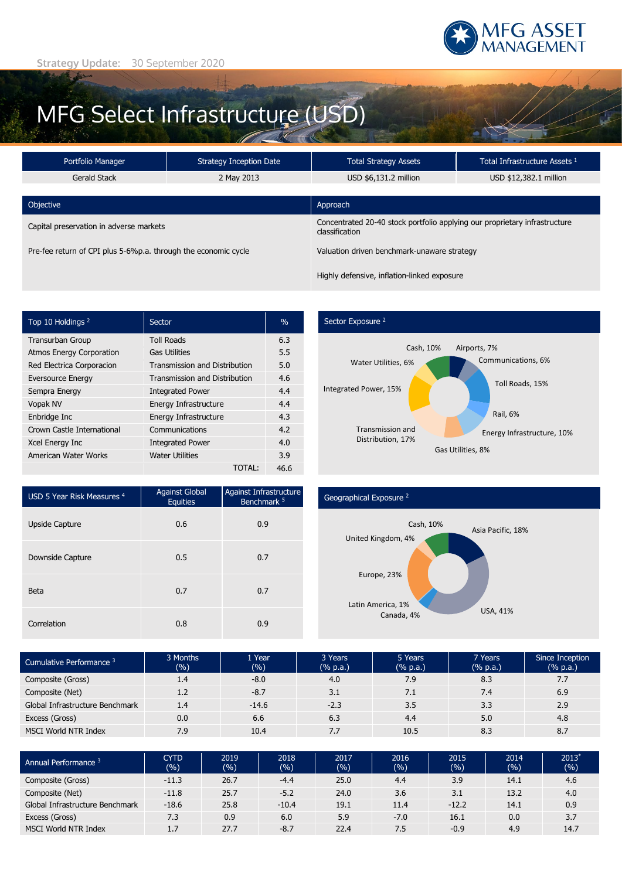Strategy Update: 30 September 2020

MFG ASSET MANAGEMENT

# MFG Select Infrastructure (USD)

| Portfolio Manager | Strategy Inception Date | Total Strategy Assets | Total Infrastructure Assets [1] |
|---|---|---|---|
| Gerald Stack | 2 May 2013 | USD $6,131.2 million | USD $12,382.1 million |

| Objective | Approach |
|---|---|
| Capital preservation in adverse markets | Concentrated 20-40 stock portfolio applying our proprietary infrastructure classification |
| Pre-fee return of CPI plus 5-6%p.a. through the economic cycle | Valuation driven benchmark-unaware strategy |
| | Highly defensive, inflation-linked exposure |

| Top 10 Holdings [2] | Sector | % |
|---|---|---|
| Transurban Group | Toll Roads | 6.3 |
| Atmos Energy Corporation | Gas Utilities | 5.5 |
| Red Electrica Corporacion | Transmission and Distribution | 5.0 |
| Eversource Energy | Transmission and Distribution | 4.6 |
| Sempra Energy | Integrated Power | 4.4 |
| Vopak NV | Energy Infrastructure | 4.4 |
| Enbridge Inc | Energy Infrastructure | 4.3 |
| Crown Castle International | Communications | 4.2 |
| Xcel Energy Inc | Integrated Power | 4.0 |
| American Water Works | Water Utilities | 3.9 |
| | TOTAL: | 46.6 |

## Sector Exposure [2]

Cash, 10%; Airports, 7%; Communications, 6%; Toll Roads, 15%; Rail, 6%; Energy Infrastructure, 10%; Gas Utilities, 8%; Transmission and Distribution, 17%; Integrated Power, 15%; Water Utilities, 6%

| USD 5 Year Risk Measures [4] | Against Global Equities | Against Infrastructure Benchmark [5] |
|---|---|---|
| Upside Capture | 0.6 | 0.9 |
| Downside Capture | 0.5 | 0.7 |
| Beta | 0.7 | 0.7 |
| Correlation | 0.8 | 0.9 |

## Geographical Exposure [2]

Cash, 10%; Asia Pacific, 18%; USA, 41%; Canada, 4%; Latin America, 1%; Europe, 23%; United Kingdom, 4%

| Cumulative Performance [3] | 3 Months (%) | 1 Year (%) | 3 Years (% p.a.) | 5 Years (% p.a.) | 7 Years (% p.a.) | Since Inception (% p.a.) |
|---|---|---|---|---|---|---|
| Composite (Gross) | 1.4 | -8.0 | 4.0 | 7.9 | 8.3 | 7.7 |
| Composite (Net) | 1.2 | -8.7 | 3.1 | 7.1 | 7.4 | 6.9 |
| Global Infrastructure Benchmark | 1.4 | -14.6 | -2.3 | 3.5 | 3.3 | 2.9 |
| Excess (Gross) | 0.0 | 6.6 | 6.3 | 4.4 | 5.0 | 4.8 |
| MSCI World NTR Index | 7.9 | 10.4 | 7.7 | 10.5 | 8.3 | 8.7 |

| Annual Performance [3] | CYTD (%) | 2019 (%) | 2018 (%) | 2017 (%) | 2016 (%) | 2015 (%) | 2014 (%) | 2013* (%) |
|---|---|---|---|---|---|---|---|---|
| Composite (Gross) | -11.3 | 26.7 | -4.4 | 25.0 | 4.4 | 3.9 | 14.1 | 4.6 |
| Composite (Net) | -11.8 | 25.7 | -5.2 | 24.0 | 3.6 | 3.1 | 13.2 | 4.0 |
| Global Infrastructure Benchmark | -18.6 | 25.8 | -10.4 | 19.1 | 11.4 | -12.2 | 14.1 | 0.9 |
| Excess (Gross) | 7.3 | 0.9 | 6.0 | 5.9 | -7.0 | 16.1 | 0.0 | 3.7 |
| MSCI World NTR Index | 1.7 | 27.7 | -8.7 | 22.4 | 7.5 | -0.9 | 4.9 | 14.7 |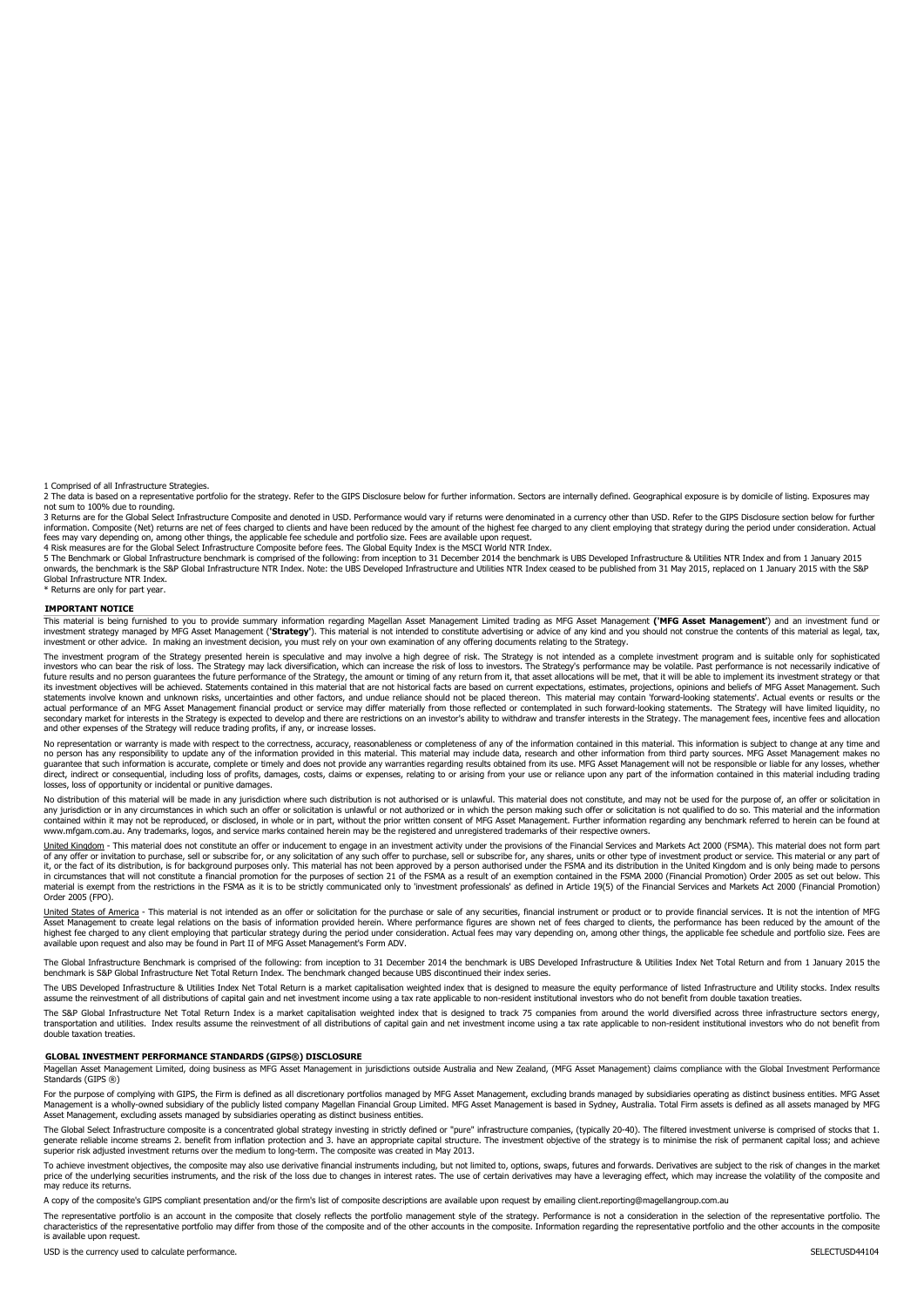1 Comprised of all Infrastructure Strategies.

2 The data is based on a representative portfolio for the strategy. Refer to the GIPS Disclosure below for further information. Sectors are internally defined. Geographical exposure is by domicile of listing. Exposures may not sum to 100% due to rounding.

3 Returns are for the Global Select Infrastructure Composite and denoted in USD. Performance would vary if returns were denominated in a currency other than USD. Refer to the GIPS Disclosure section below for further information. Composite (Net) returns are net of fees charged to clients and have been reduced by the amount of the highest fee charged to any client employing that strategy during the period under consideration. Actual fees may vary depending on, among other things, the applicable fee schedule and portfolio size. Fees are available upon request.

4 Risk measures are for the Global Select Infrastructure Composite before fees. The Global Equity Index is the MSCI World NTR Index.

5 The Benchmark or Global Infrastructure benchmark is comprised of the following: from inception to 31 December 2014 the benchmark is UBS Developed Infrastructure & Utilities NTR Index and from 1 January 2015 onwards, the benchmark is the S&P Global Infrastructure NTR Index. Note: the UBS Developed Infrastructure and Utilities NTR Index ceased to be published from 31 May 2015, replaced on 1 January 2015 with the S&P Global Infrastructure NTR Index.

\* Returns are only for part year.

## IMPORTANT NOTICE

This material is being furnished to you to provide summary information regarding Magellan Asset Management Limited trading as MFG Asset Management (**'MFG Asset Management'**) and an investment fund or investment strategy managed by MFG Asset Management ('**Strategy**'). This material is not intended to constitute advertising or advice of any kind and you should not construe the contents of this material as legal, tax, investment or other advice. In making an investment decision, you must rely on your own examination of any offering documents relating to the Strategy.

The investment program of the Strategy presented herein is speculative and may involve a high degree of risk. The Strategy is not intended as a complete investment program and is suitable only for sophisticated investors who can bear the risk of loss. The Strategy may lack diversification, which can increase the risk of loss to investors. The Strategy's performance may be volatile. Past performance is not necessarily indicative of future results and no person guarantees the future performance of the Strategy, the amount or timing of any return from it, that asset allocations will be met, that it will be able to implement its investment strategy or that its investment objectives will be achieved. Statements contained in this material that are not historical facts are based on current expectations, estimates, projections, opinions and beliefs of MFG Asset Management. Such statements involve known and unknown risks, uncertainties and other factors, and undue reliance should not be placed thereon. This material may contain 'forward-looking statements'. Actual events or results or the actual performance of an MFG Asset Management financial product or service may differ materially from those reflected or contemplated in such forward-looking statements. The Strategy will have limited liquidity, no secondary market for interests in the Strategy is expected to develop and there are restrictions on an investor's ability to withdraw and transfer interests in the Strategy. The management fees, incentive fees and allocation and other expenses of the Strategy will reduce trading profits, if any, or increase losses.

No representation or warranty is made with respect to the correctness, accuracy, reasonableness or completeness of any of the information contained in this material. This information is subject to change at any time and no person has any responsibility to update any of the information provided in this material. This material may include data, research and other information from third party sources. MFG Asset Management makes no guarantee that such information is accurate, complete or timely and does not provide any warranties regarding results obtained from its use. MFG Asset Management will not be responsible or liable for any losses, whether direct, indirect or consequential, including loss of profits, damages, costs, claims or expenses, relating to or arising from your use or reliance upon any part of the information contained in this material including trading losses, loss of opportunity or incidental or punitive damages.

No distribution of this material will be made in any jurisdiction where such distribution is not authorised or is unlawful. This material does not constitute, and may not be used for the purpose of, an offer or solicitation in any jurisdiction or in any circumstances in which such an offer or solicitation is unlawful or not authorized or in which the person making such offer or solicitation is not qualified to do so. This material and the information contained within it may not be reproduced, or disclosed, in whole or in part, without the prior written consent of MFG Asset Management. Further information regarding any benchmark referred to herein can be found at www.mfgam.com.au. Any trademarks, logos, and service marks contained herein may be the registered and unregistered trademarks of their respective owners.

United Kingdom - This material does not constitute an offer or inducement to engage in an investment activity under the provisions of the Financial Services and Markets Act 2000 (FSMA). This material does not form part of any offer or invitation to purchase, sell or subscribe for, or any solicitation of any such offer to purchase, sell or subscribe for, any shares, units or other type of investment product or service. This material or any part of it, or the fact of its distribution, is for background purposes only. This material has not been approved by a person authorised under the FSMA and its distribution in the United Kingdom and is only being made to persons in circumstances that will not constitute a financial promotion for the purposes of section 21 of the FSMA as a result of an exemption contained in the FSMA 2000 (Financial Promotion) Order 2005 as set out below. This material is exempt from the restrictions in the FSMA as it is to be strictly communicated only to 'investment professionals' as defined in Article 19(5) of the Financial Services and Markets Act 2000 (Financial Promotion) Order 2005 (FPO).

United States of America - This material is not intended as an offer or solicitation for the purchase or sale of any securities, financial instrument or product or to provide financial services. It is not the intention of MFG Asset Management to create legal relations on the basis of information provided herein. Where performance figures are shown net of fees charged to clients, the performance has been reduced by the amount of the highest fee charged to any client employing that particular strategy during the period under consideration. Actual fees may vary depending on, among other things, the applicable fee schedule and portfolio size. Fees are available upon request and also may be found in Part II of MFG Asset Management's Form ADV.

The Global Infrastructure Benchmark is comprised of the following: from inception to 31 December 2014 the benchmark is UBS Developed Infrastructure & Utilities Index Net Total Return and from 1 January 2015 the benchmark is S&P Global Infrastructure Net Total Return Index. The benchmark changed because UBS discontinued their index series.

The UBS Developed Infrastructure & Utilities Index Net Total Return is a market capitalisation weighted index that is designed to measure the equity performance of listed Infrastructure and Utility stocks. Index results assume the reinvestment of all distributions of capital gain and net investment income using a tax rate applicable to non-resident institutional investors who do not benefit from double taxation treaties.

The S&P Global Infrastructure Net Total Return Index is a market capitalisation weighted index that is designed to track 75 companies from around the world diversified across three infrastructure sectors energy, transportation and utilities. Index results assume the reinvestment of all distributions of capital gain and net investment income using a tax rate applicable to non-resident institutional investors who do not benefit from double taxation treaties.

## GLOBAL INVESTMENT PERFORMANCE STANDARDS (GIPS®) DISCLOSURE

Magellan Asset Management Limited, doing business as MFG Asset Management in jurisdictions outside Australia and New Zealand, (MFG Asset Management) claims compliance with the Global Investment Performance Standards (GIPS ®)

For the purpose of complying with GIPS, the Firm is defined as all discretionary portfolios managed by MFG Asset Management, excluding brands managed by subsidiaries operating as distinct business entities. MFG Asset Management is a wholly-owned subsidiary of the publicly listed company Magellan Financial Group Limited. MFG Asset Management is based in Sydney, Australia. Total Firm assets is defined as all assets managed by MFG Asset Management, excluding assets managed by subsidiaries operating as distinct business entities.

The Global Select Infrastructure composite is a concentrated global strategy investing in strictly defined or "pure" infrastructure companies, (typically 20-40). The filtered investment universe is comprised of stocks that 1. generate reliable income streams 2. benefit from inflation protection and 3. have an appropriate capital structure. The investment objective of the strategy is to minimise the risk of permanent capital loss; and achieve superior risk adjusted investment returns over the medium to long-term. The composite was created in May 2013.

To achieve investment objectives, the composite may also use derivative financial instruments including, but not limited to, options, swaps, futures and forwards. Derivatives are subject to the risk of changes in the market price of the underlying securities instruments, and the risk of the loss due to changes in interest rates. The use of certain derivatives may have a leveraging effect, which may increase the volatility of the composite and may reduce its returns.

A copy of the composite's GIPS compliant presentation and/or the firm's list of composite descriptions are available upon request by emailing client.reporting@magellangroup.com.au

The representative portfolio is an account in the composite that closely reflects the portfolio management style of the strategy. Performance is not a consideration in the selection of the representative portfolio. The characteristics of the representative portfolio may differ from those of the composite and of the other accounts in the composite. Information regarding the representative portfolio and the other accounts in the composite is available upon request.

USD is the currency used to calculate performance.

SELECTUSD44104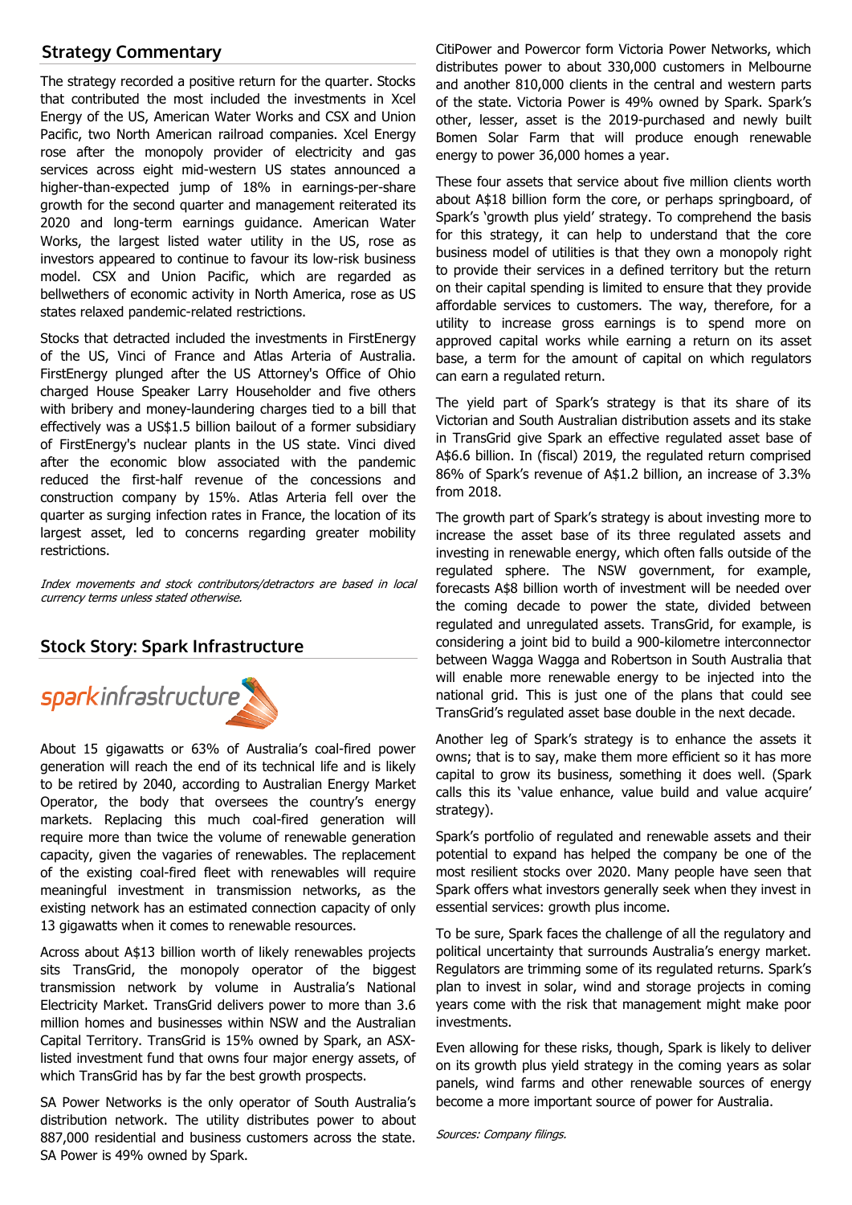## Strategy Commentary

The strategy recorded a positive return for the quarter. Stocks that contributed the most included the investments in Xcel Energy of the US, American Water Works and CSX and Union Pacific, two North American railroad companies. Xcel Energy rose after the monopoly provider of electricity and gas services across eight mid-western US states announced a higher-than-expected jump of 18% in earnings-per-share growth for the second quarter and management reiterated its 2020 and long-term earnings guidance. American Water Works, the largest listed water utility in the US, rose as investors appeared to continue to favour its low-risk business model. CSX and Union Pacific, which are regarded as bellwethers of economic activity in North America, rose as US states relaxed pandemic-related restrictions.

Stocks that detracted included the investments in FirstEnergy of the US, Vinci of France and Atlas Arteria of Australia. FirstEnergy plunged after the US Attorney's Office of Ohio charged House Speaker Larry Householder and five others with bribery and money-laundering charges tied to a bill that effectively was a US$1.5 billion bailout of a former subsidiary of FirstEnergy's nuclear plants in the US state. Vinci dived after the economic blow associated with the pandemic reduced the first-half revenue of the concessions and construction company by 15%. Atlas Arteria fell over the quarter as surging infection rates in France, the location of its largest asset, led to concerns regarding greater mobility restrictions.

*Index movements and stock contributors/detractors are based in local currency terms unless stated otherwise.*

## Stock Story: Spark Infrastructure

sparkinfrastructure

About 15 gigawatts or 63% of Australia's coal-fired power generation will reach the end of its technical life and is likely to be retired by 2040, according to Australian Energy Market Operator, the body that oversees the country's energy markets. Replacing this much coal-fired generation will require more than twice the volume of renewable generation capacity, given the vagaries of renewables. The replacement of the existing coal-fired fleet with renewables will require meaningful investment in transmission networks, as the existing network has an estimated connection capacity of only 13 gigawatts when it comes to renewable resources.

Across about A$13 billion worth of likely renewables projects sits TransGrid, the monopoly operator of the biggest transmission network by volume in Australia's National Electricity Market. TransGrid delivers power to more than 3.6 million homes and businesses within NSW and the Australian Capital Territory. TransGrid is 15% owned by Spark, an ASX-listed investment fund that owns four major energy assets, of which TransGrid has by far the best growth prospects.

SA Power Networks is the only operator of South Australia's distribution network. The utility distributes power to about 887,000 residential and business customers across the state. SA Power is 49% owned by Spark.

CitiPower and Powercor form Victoria Power Networks, which distributes power to about 330,000 customers in Melbourne and another 810,000 clients in the central and western parts of the state. Victoria Power is 49% owned by Spark. Spark's other, lesser, asset is the 2019-purchased and newly built Bomen Solar Farm that will produce enough renewable energy to power 36,000 homes a year.

These four assets that service about five million clients worth about A$18 billion form the core, or perhaps springboard, of Spark's 'growth plus yield' strategy. To comprehend the basis for this strategy, it can help to understand that the core business model of utilities is that they own a monopoly right to provide their services in a defined territory but the return on their capital spending is limited to ensure that they provide affordable services to customers. The way, therefore, for a utility to increase gross earnings is to spend more on approved capital works while earning a return on its asset base, a term for the amount of capital on which regulators can earn a regulated return.

The yield part of Spark's strategy is that its share of its Victorian and South Australian distribution assets and its stake in TransGrid give Spark an effective regulated asset base of A$6.6 billion. In (fiscal) 2019, the regulated return comprised 86% of Spark's revenue of A$1.2 billion, an increase of 3.3% from 2018.

The growth part of Spark's strategy is about investing more to increase the asset base of its three regulated assets and investing in renewable energy, which often falls outside of the regulated sphere. The NSW government, for example, forecasts A$8 billion worth of investment will be needed over the coming decade to power the state, divided between regulated and unregulated assets. TransGrid, for example, is considering a joint bid to build a 900-kilometre interconnector between Wagga Wagga and Robertson in South Australia that will enable more renewable energy to be injected into the national grid. This is just one of the plans that could see TransGrid's regulated asset base double in the next decade.

Another leg of Spark's strategy is to enhance the assets it owns; that is to say, make them more efficient so it has more capital to grow its business, something it does well. (Spark calls this its 'value enhance, value build and value acquire' strategy).

Spark's portfolio of regulated and renewable assets and their potential to expand has helped the company be one of the most resilient stocks over 2020. Many people have seen that Spark offers what investors generally seek when they invest in essential services: growth plus income.

To be sure, Spark faces the challenge of all the regulatory and political uncertainty that surrounds Australia's energy market. Regulators are trimming some of its regulated returns. Spark's plan to invest in solar, wind and storage projects in coming years come with the risk that management might make poor investments.

Even allowing for these risks, though, Spark is likely to deliver on its growth plus yield strategy in the coming years as solar panels, wind farms and other renewable sources of energy become a more important source of power for Australia.

*Sources: Company filings.*